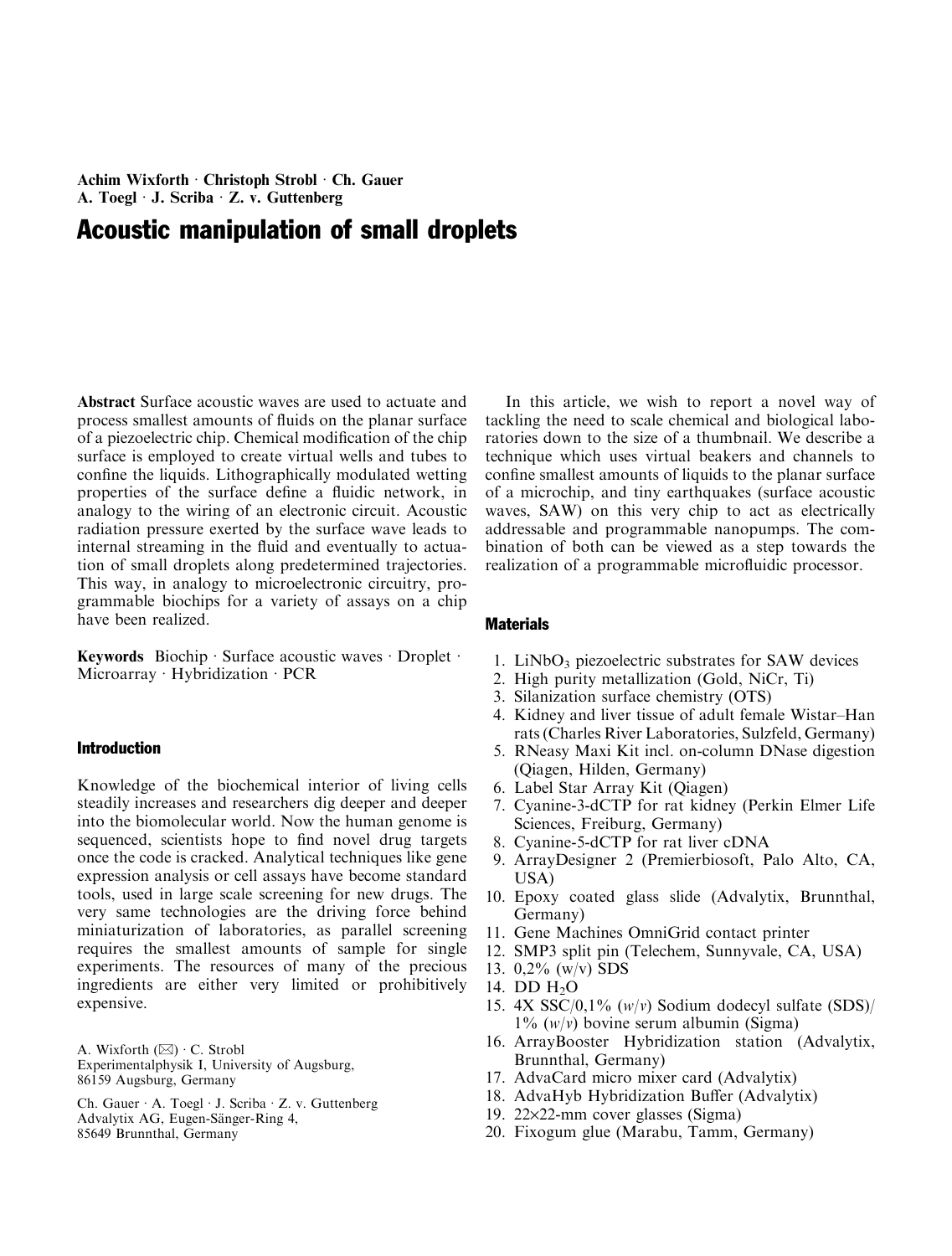Achim Wixforth · Christoph Strobl · Ch. Gauer
A. Toegl · J. Scriba · Z. v. Guttenberg

# Acoustic manipulation of small droplets

**Abstract** Surface acoustic waves are used to actuate and process smallest amounts of fluids on the planar surface of a piezoelectric chip. Chemical modification of the chip surface is employed to create virtual wells and tubes to confine the liquids. Lithographically modulated wetting properties of the surface define a fluidic network, in analogy to the wiring of an electronic circuit. Acoustic radiation pressure exerted by the surface wave leads to internal streaming in the fluid and eventually to actuation of small droplets along predetermined trajectories. This way, in analogy to microelectronic circuitry, programmable biochips for a variety of assays on a chip have been realized.

**Keywords** Biochip · Surface acoustic waves · Droplet · Microarray · Hybridization · PCR

## Introduction

Knowledge of the biochemical interior of living cells steadily increases and researchers dig deeper and deeper into the biomolecular world. Now the human genome is sequenced, scientists hope to find novel drug targets once the code is cracked. Analytical techniques like gene expression analysis or cell assays have become standard tools, used in large scale screening for new drugs. The very same technologies are the driving force behind miniaturization of laboratories, as parallel screening requires the smallest amounts of sample for single experiments. The resources of many of the precious ingredients are either very limited or prohibitively expensive.

A. Wixforth (✉) · C. Strobl
Experimentalphysik I, University of Augsburg,
86159 Augsburg, Germany

Ch. Gauer · A. Toegl · J. Scriba · Z. v. Guttenberg
Advalytix AG, Eugen-Sänger-Ring 4,
85649 Brunnthal, Germany

In this article, we wish to report a novel way of tackling the need to scale chemical and biological laboratories down to the size of a thumbnail. We describe a technique which uses virtual beakers and channels to confine smallest amounts of liquids to the planar surface of a microchip, and tiny earthquakes (surface acoustic waves, SAW) on this very chip to act as electrically addressable and programmable nanopumps. The combination of both can be viewed as a step towards the realization of a programmable microfluidic processor.

## Materials

1. $LiNbO_3$ piezoelectric substrates for SAW devices
2. High purity metallization (Gold, NiCr, Ti)
3. Silanization surface chemistry (OTS)
4. Kidney and liver tissue of adult female Wistar–Han rats (Charles River Laboratories, Sulzfeld, Germany)
5. RNeasy Maxi Kit incl. on-column DNase digestion (Qiagen, Hilden, Germany)
6. Label Star Array Kit (Qiagen)
7. Cyanine-3-dCTP for rat kidney (Perkin Elmer Life Sciences, Freiburg, Germany)
8. Cyanine-5-dCTP for rat liver cDNA
9. ArrayDesigner 2 (Premierbiosoft, Palo Alto, CA, USA)
10. Epoxy coated glass slide (Advalytix, Brunnthal, Germany)
11. Gene Machines OmniGrid contact printer
12. SMP3 split pin (Telechem, Sunnyvale, CA, USA)
13. 0,2% (w/v) SDS
14. DD $H_2O$
15. 4X SSC/0,1% (*w*/*v*) Sodium dodecyl sulfate (SDS)/ 1% (*w*/*v*) bovine serum albumin (Sigma)
16. ArrayBooster Hybridization station (Advalytix, Brunnthal, Germany)
17. AdvaCard micro mixer card (Advalytix)
18. AdvaHyb Hybridization Buffer (Advalytix)
19. 22×22-mm cover glasses (Sigma)
20. Fixogum glue (Marabu, Tamm, Germany)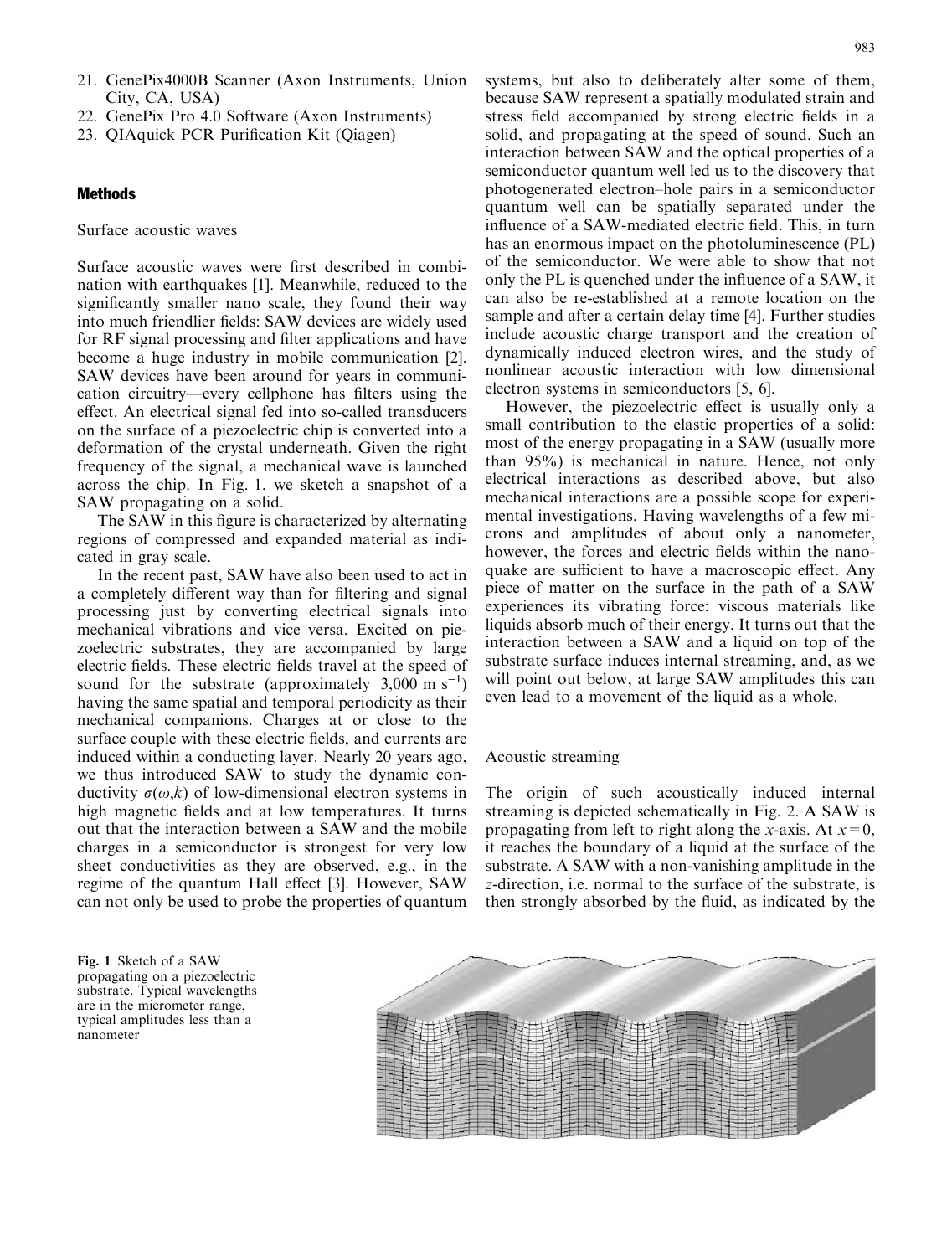21. GenePix4000B Scanner (Axon Instruments, Union City, CA, USA)
22. GenePix Pro 4.0 Software (Axon Instruments)
23. QIAquick PCR Purification Kit (Qiagen)

## Methods

### Surface acoustic waves

Surface acoustic waves were first described in combination with earthquakes [1]. Meanwhile, reduced to the significantly smaller nano scale, they found their way into much friendlier fields: SAW devices are widely used for RF signal processing and filter applications and have become a huge industry in mobile communication [2]. SAW devices have been around for years in communication circuitry—every cellphone has filters using the effect. An electrical signal fed into so-called transducers on the surface of a piezoelectric chip is converted into a deformation of the crystal underneath. Given the right frequency of the signal, a mechanical wave is launched across the chip. In Fig. 1, we sketch a snapshot of a SAW propagating on a solid.

The SAW in this figure is characterized by alternating regions of compressed and expanded material as indicated in gray scale.

In the recent past, SAW have also been used to act in a completely different way than for filtering and signal processing just by converting electrical signals into mechanical vibrations and vice versa. Excited on piezoelectric substrates, they are accompanied by large electric fields. These electric fields travel at the speed of sound for the substrate (approximately 3,000 m $s^{-1}$) having the same spatial and temporal periodicity as their mechanical companions. Charges at or close to the surface couple with these electric fields, and currents are induced within a conducting layer. Nearly 20 years ago, we thus introduced SAW to study the dynamic conductivity $\sigma(\omega,k)$ of low-dimensional electron systems in high magnetic fields and at low temperatures. It turns out that the interaction between a SAW and the mobile charges in a semiconductor is strongest for very low sheet conductivities as they are observed, e.g., in the regime of the quantum Hall effect [3]. However, SAW can not only be used to probe the properties of quantum systems, but also to deliberately alter some of them, because SAW represent a spatially modulated strain and stress field accompanied by strong electric fields in a solid, and propagating at the speed of sound. Such an interaction between SAW and the optical properties of a semiconductor quantum well led us to the discovery that photogenerated electron–hole pairs in a semiconductor quantum well can be spatially separated under the influence of a SAW-mediated electric field. This, in turn has an enormous impact on the photoluminescence (PL) of the semiconductor. We were able to show that not only the PL is quenched under the influence of a SAW, it can also be re-established at a remote location on the sample and after a certain delay time [4]. Further studies include acoustic charge transport and the creation of dynamically induced electron wires, and the study of nonlinear acoustic interaction with low dimensional electron systems in semiconductors [5, 6].

However, the piezoelectric effect is usually only a small contribution to the elastic properties of a solid: most of the energy propagating in a SAW (usually more than 95%) is mechanical in nature. Hence, not only electrical interactions as described above, but also mechanical interactions are a possible scope for experimental investigations. Having wavelengths of a few microns and amplitudes of about only a nanometer, however, the forces and electric fields within the nanoquake are sufficient to have a macroscopic effect. Any piece of matter on the surface in the path of a SAW experiences its vibrating force: viscous materials like liquids absorb much of their energy. It turns out that the interaction between a SAW and a liquid on top of the substrate surface induces internal streaming, and, as we will point out below, at large SAW amplitudes this can even lead to a movement of the liquid as a whole.

### Acoustic streaming

The origin of such acoustically induced internal streaming is depicted schematically in Fig. 2. A SAW is propagating from left to right along the *x*-axis. At $x=0$, it reaches the boundary of a liquid at the surface of the substrate. A SAW with a non-vanishing amplitude in the *z*-direction, i.e. normal to the surface of the substrate, is then strongly absorbed by the fluid, as indicated by the

**Fig. 1** Sketch of a SAW propagating on a piezoelectric substrate. Typical wavelengths are in the micrometer range, typical amplitudes less than a nanometer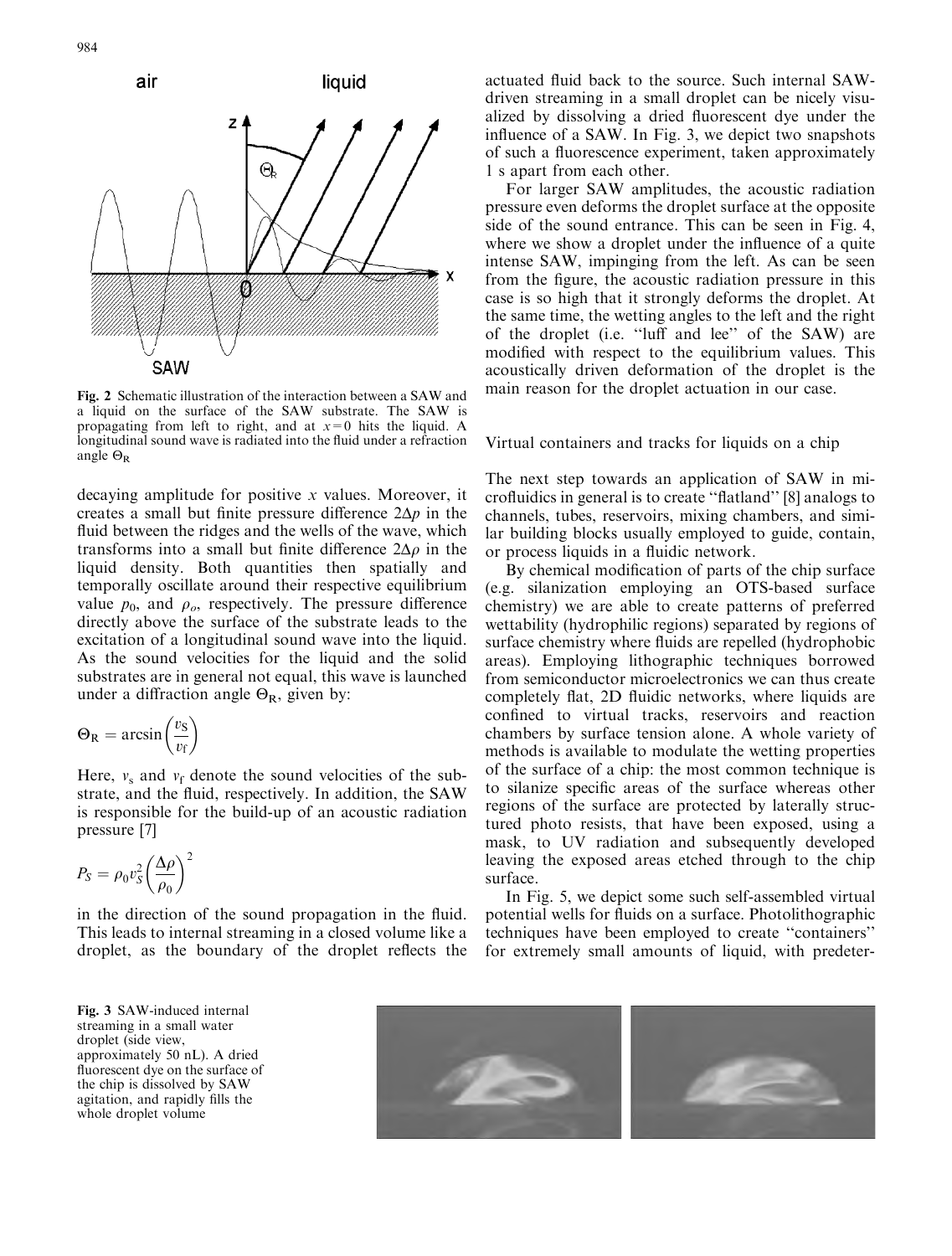air

liquid

z

$\Theta_R$

x

0

SAW

Fig. 2 Schematic illustration of the interaction between a SAW and a liquid on the surface of the SAW substrate. The SAW is propagating from left to right, and at $x = 0$ hits the liquid. A longitudinal sound wave is radiated into the fluid under a refraction angle $\Theta_R$

decaying amplitude for positive $x$ values. Moreover, it creates a small but finite pressure difference $2\Delta p$ in the fluid between the ridges and the wells of the wave, which transforms into a small but finite difference $2\Delta\rho$ in the liquid density. Both quantities then spatially and temporally oscillate around their respective equilibrium value $p_0$, and $\rho_o$, respectively. The pressure difference directly above the surface of the substrate leads to the excitation of a longitudinal sound wave into the liquid. As the sound velocities for the liquid and the solid substrates are in general not equal, this wave is launched under a diffraction angle $\Theta_R$, given by:

$$\Theta_R = \arcsin\left(\frac{v_S}{v_f}\right)$$

Here, $v_s$ and $v_f$ denote the sound velocities of the substrate, and the fluid, respectively. In addition, the SAW is responsible for the build-up of an acoustic radiation pressure [7]

$$P_S = \rho_0 v_S^2 \left(\frac{\Delta\rho}{\rho_0}\right)^2$$

in the direction of the sound propagation in the fluid. This leads to internal streaming in a closed volume like a droplet, as the boundary of the droplet reflects the actuated fluid back to the source. Such internal SAW-driven streaming in a small droplet can be nicely visualized by dissolving a dried fluorescent dye under the influence of a SAW. In Fig. 3, we depict two snapshots of such a fluorescence experiment, taken approximately 1 s apart from each other.

For larger SAW amplitudes, the acoustic radiation pressure even deforms the droplet surface at the opposite side of the sound entrance. This can be seen in Fig. 4, where we show a droplet under the influence of a quite intense SAW, impinging from the left. As can be seen from the figure, the acoustic radiation pressure in this case is so high that it strongly deforms the droplet. At the same time, the wetting angles to the left and the right of the droplet (i.e. "luff and lee" of the SAW) are modified with respect to the equilibrium values. This acoustically driven deformation of the droplet is the main reason for the droplet actuation in our case.

## Virtual containers and tracks for liquids on a chip

The next step towards an application of SAW in microfluidics in general is to create "flatland" [8] analogs to channels, tubes, reservoirs, mixing chambers, and similar building blocks usually employed to guide, contain, or process liquids in a fluidic network.

By chemical modification of parts of the chip surface (e.g. silanization employing an OTS-based surface chemistry) we are able to create patterns of preferred wettability (hydrophilic regions) separated by regions of surface chemistry where fluids are repelled (hydrophobic areas). Employing lithographic techniques borrowed from semiconductor microelectronics we can thus create completely flat, 2D fluidic networks, where liquids are confined to virtual tracks, reservoirs and reaction chambers by surface tension alone. A whole variety of methods is available to modulate the wetting properties of the surface of a chip: the most common technique is to silanize specific areas of the surface whereas other regions of the surface are protected by laterally structured photo resists, that have been exposed, using a mask, to UV radiation and subsequently developed leaving the exposed areas etched through to the chip surface.

In Fig. 5, we depict some such self-assembled virtual potential wells for fluids on a surface. Photolithographic techniques have been employed to create "containers" for extremely small amounts of liquid, with predeter-

Fig. 3 SAW-induced internal streaming in a small water droplet (side view, approximately 50 nL). A dried fluorescent dye on the surface of the chip is dissolved by SAW agitation, and rapidly fills the whole droplet volume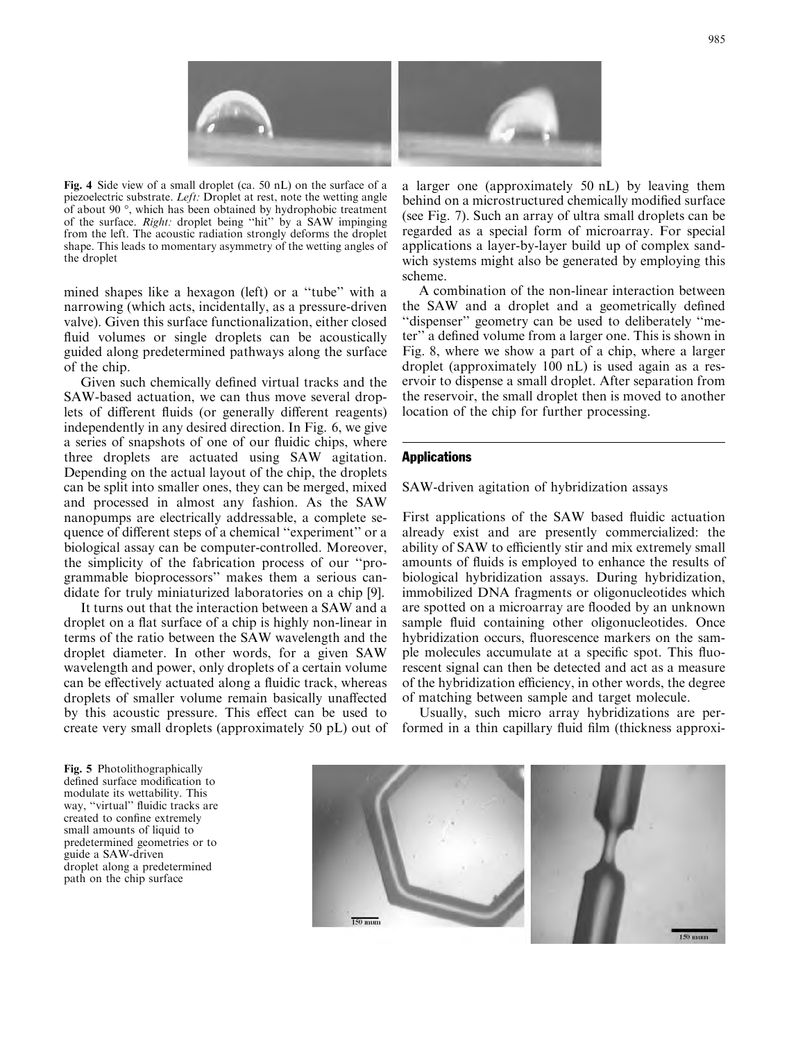Fig. 4 Side view of a small droplet (ca. 50 nL) on the surface of a piezoelectric substrate. *Left:* Droplet at rest, note the wetting angle of about 90 °, which has been obtained by hydrophobic treatment of the surface. *Right:* droplet being ''hit'' by a SAW impinging from the left. The acoustic radiation strongly deforms the droplet shape. This leads to momentary asymmetry of the wetting angles of the droplet

mined shapes like a hexagon (left) or a ''tube'' with a narrowing (which acts, incidentally, as a pressure-driven valve). Given this surface functionalization, either closed fluid volumes or single droplets can be acoustically guided along predetermined pathways along the surface of the chip.

Given such chemically defined virtual tracks and the SAW-based actuation, we can thus move several droplets of different fluids (or generally different reagents) independently in any desired direction. In Fig. 6, we give a series of snapshots of one of our fluidic chips, where three droplets are actuated using SAW agitation. Depending on the actual layout of the chip, the droplets can be split into smaller ones, they can be merged, mixed and processed in almost any fashion. As the SAW nanopumps are electrically addressable, a complete sequence of different steps of a chemical ''experiment'' or a biological assay can be computer-controlled. Moreover, the simplicity of the fabrication process of our ''programmable bioprocessors'' makes them a serious candidate for truly miniaturized laboratories on a chip [9].

It turns out that the interaction between a SAW and a droplet on a flat surface of a chip is highly non-linear in terms of the ratio between the SAW wavelength and the droplet diameter. In other words, for a given SAW wavelength and power, only droplets of a certain volume can be effectively actuated along a fluidic track, whereas droplets of smaller volume remain basically unaffected by this acoustic pressure. This effect can be used to create very small droplets (approximately 50 pL) out of a larger one (approximately 50 nL) by leaving them behind on a microstructured chemically modified surface (see Fig. 7). Such an array of ultra small droplets can be regarded as a special form of microarray. For special applications a layer-by-layer build up of complex sandwich systems might also be generated by employing this scheme.

A combination of the non-linear interaction between the SAW and a droplet and a geometrically defined ''dispenser'' geometry can be used to deliberately ''meter'' a defined volume from a larger one. This is shown in Fig. 8, where we show a part of a chip, where a larger droplet (approximately 100 nL) is used again as a reservoir to dispense a small droplet. After separation from the reservoir, the small droplet then is moved to another location of the chip for further processing.

## Applications

### SAW-driven agitation of hybridization assays

First applications of the SAW based fluidic actuation already exist and are presently commercialized: the ability of SAW to efficiently stir and mix extremely small amounts of fluids is employed to enhance the results of biological hybridization assays. During hybridization, immobilized DNA fragments or oligonucleotides which are spotted on a microarray are flooded by an unknown sample fluid containing other oligonucleotides. Once hybridization occurs, fluorescence markers on the sample molecules accumulate at a specific spot. This fluorescent signal can then be detected and act as a measure of the hybridization efficiency, in other words, the degree of matching between sample and target molecule.

Usually, such micro array hybridizations are performed in a thin capillary fluid film (thickness approxi-

Fig. 5 Photolithographically defined surface modification to modulate its wettability. This way, ''virtual'' fluidic tracks are created to confine extremely small amounts of liquid to predetermined geometries or to guide a SAW-driven droplet along a predetermined path on the chip surface

150 mum

150 mum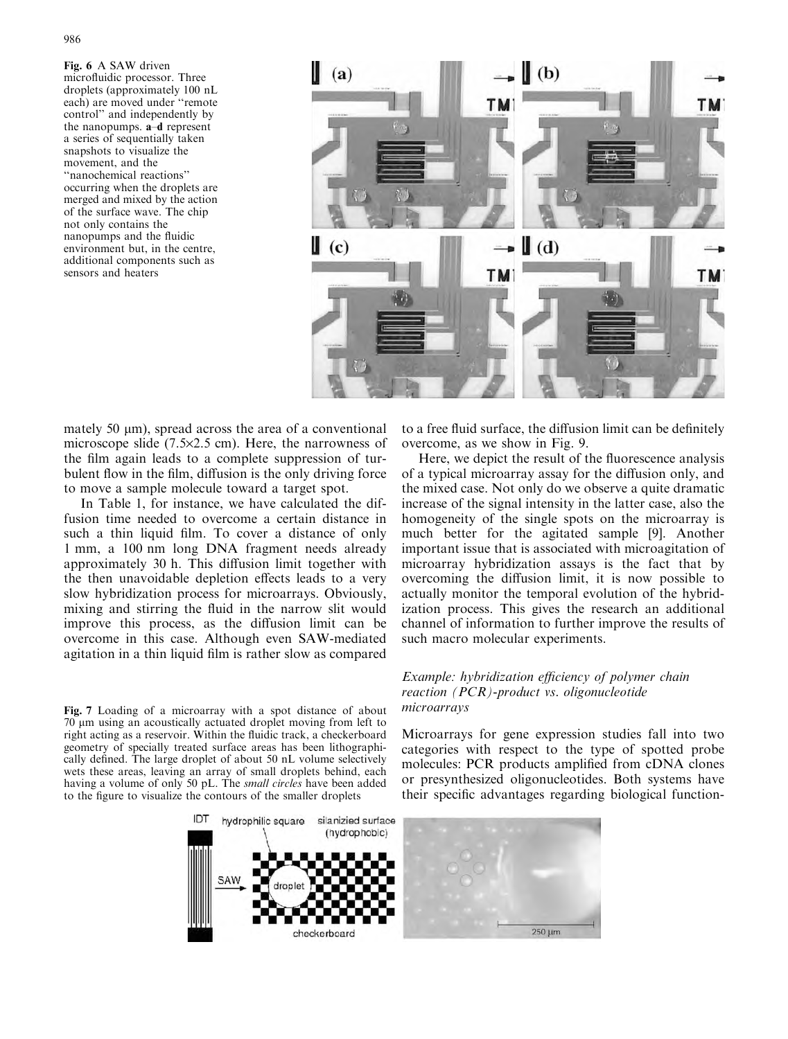**Fig. 6** A SAW driven microfluidic processor. Three droplets (approximately 100 nL each) are moved under "remote control" and independently by the nanopumps. **a**–**d** represent a series of sequentially taken snapshots to visualize the movement, and the "nanochemical reactions" occurring when the droplets are merged and mixed by the action of the surface wave. The chip not only contains the nanopumps and the fluidic environment but, in the centre, additional components such as sensors and heaters

mately 50 μm), spread across the area of a conventional microscope slide (7.5×2.5 cm). Here, the narrowness of the film again leads to a complete suppression of turbulent flow in the film, diffusion is the only driving force to move a sample molecule toward a target spot.

In Table 1, for instance, we have calculated the diffusion time needed to overcome a certain distance in such a thin liquid film. To cover a distance of only 1 mm, a 100 nm long DNA fragment needs already approximately 30 h. This diffusion limit together with the then unavoidable depletion effects leads to a very slow hybridization process for microarrays. Obviously, mixing and stirring the fluid in the narrow slit would improve this process, as the diffusion limit can be overcome in this case. Although even SAW-mediated agitation in a thin liquid film is rather slow as compared to a free fluid surface, the diffusion limit can be definitely overcome, as we show in Fig. 9.

Here, we depict the result of the fluorescence analysis of a typical microarray assay for the diffusion only, and the mixed case. Not only do we observe a quite dramatic increase of the signal intensity in the latter case, also the homogeneity of the single spots on the microarray is much better for the agitated sample [9]. Another important issue that is associated with microagitation of microarray hybridization assays is the fact that by overcoming the diffusion limit, it is now possible to actually monitor the temporal evolution of the hybridization process. This gives the research an additional channel of information to further improve the results of such macro molecular experiments.

*Example: hybridization efficiency of polymer chain reaction (PCR)-product vs. oligonucleotide microarrays*

Microarrays for gene expression studies fall into two categories with respect to the type of spotted probe molecules: PCR products amplified from cDNA clones or presynthesized oligonucleotides. Both systems have their specific advantages regarding biological function-

**Fig. 7** Loading of a microarray with a spot distance of about 70 μm using an acoustically actuated droplet moving from left to right acting as a reservoir. Within the fluidic track, a checkerboard geometry of specially treated surface areas has been lithographically defined. The large droplet of about 50 nL volume selectively wets these areas, leaving an array of small droplets behind, each having a volume of only 50 pL. The *small circles* have been added to the figure to visualize the contours of the smaller droplets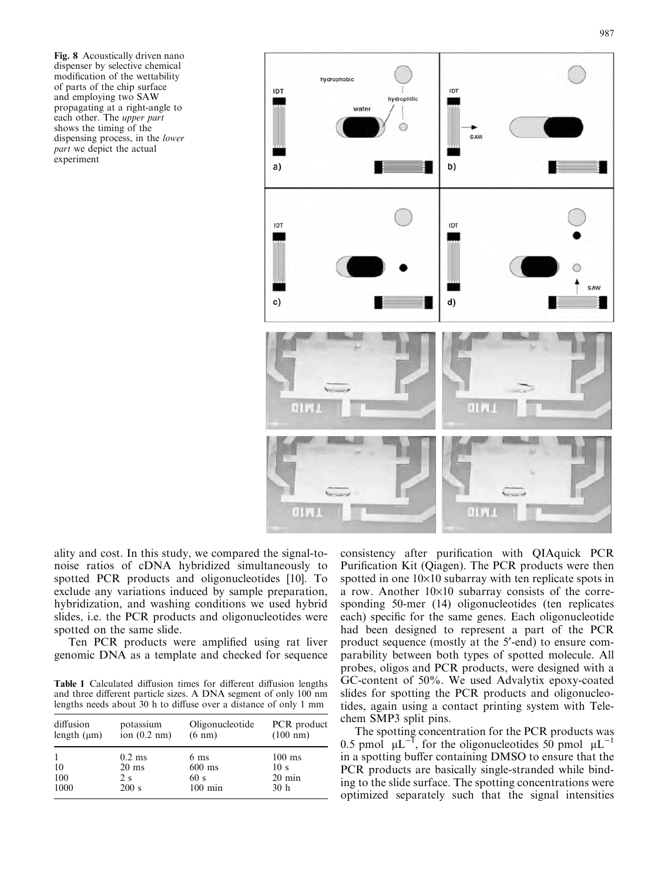**Fig. 8** Acoustically driven nano dispenser by selective chemical modification of the wettability of parts of the chip surface and employing two SAW propagating at a right-angle to each other. The *upper part* shows the timing of the dispensing process, in the *lower part* we depict the actual experiment

ality and cost. In this study, we compared the signal-to-noise ratios of cDNA hybridized simultaneously to spotted PCR products and oligonucleotides [10]. To exclude any variations induced by sample preparation, hybridization, and washing conditions we used hybrid slides, i.e. the PCR products and oligonucleotides were spotted on the same slide.

Ten PCR products were amplified using rat liver genomic DNA as a template and checked for sequence consistency after purification with QIAquick PCR Purification Kit (Qiagen). The PCR products were then spotted in one 10×10 subarray with ten replicate spots in a row. Another 10×10 subarray consists of the corresponding 50-mer (14) oligonucleotides (ten replicates each) specific for the same genes. Each oligonucleotide had been designed to represent a part of the PCR product sequence (mostly at the 5′-end) to ensure comparability between both types of spotted molecule. All probes, oligos and PCR products, were designed with a GC-content of 50%. We used Advalytix epoxy-coated slides for spotting the PCR products and oligonucleotides, again using a contact printing system with Telechem SMP3 split pins.

The spotting concentration for the PCR products was 0.5 pmol $\mu L^{-1}$, for the oligonucleotides 50 pmol $\mu L^{-1}$ in a spotting buffer containing DMSO to ensure that the PCR products are basically single-stranded while binding to the slide surface. The spotting concentrations were optimized separately such that the signal intensities

**Table 1** Calculated diffusion times for different diffusion lengths and three different particle sizes. A DNA segment of only 100 nm lengths needs about 30 h to diffuse over a distance of only 1 mm

| diffusion length (μm) | potassium ion (0.2 nm) | Oligonucleotide (6 nm) | PCR product (100 nm) |
|---|---|---|---|
| 1 | 0.2 ms | 6 ms | 100 ms |
| 10 | 20 ms | 600 ms | 10 s |
| 100 | 2 s | 60 s | 20 min |
| 1000 | 200 s | 100 min | 30 h |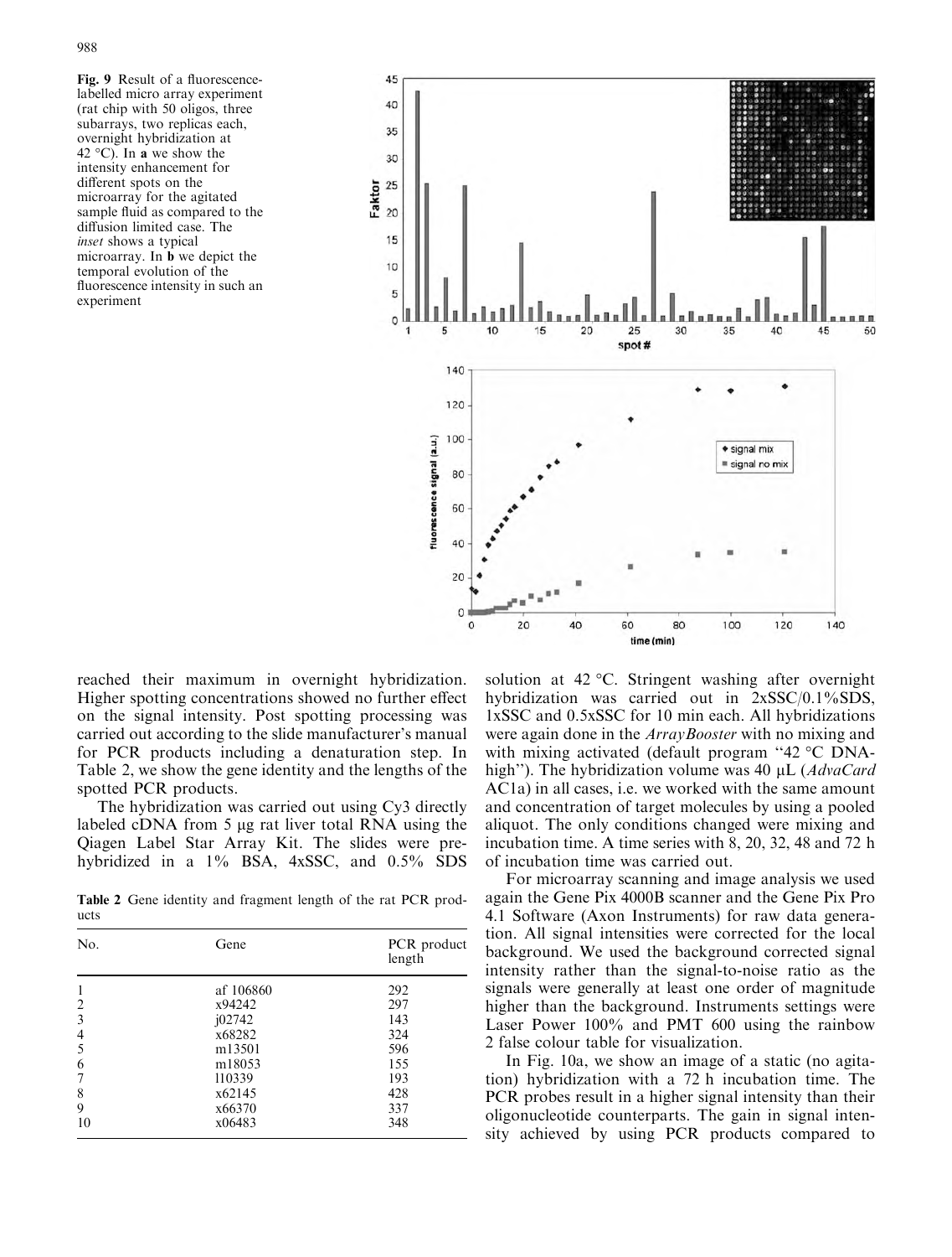Fig. 9 Result of a fluorescence-labelled micro array experiment (rat chip with 50 oligos, three subarrays, two replicas each, overnight hybridization at 42 °C). In **a** we show the intensity enhancement for different spots on the microarray for the agitated sample fluid as compared to the diffusion limited case. The *inset* shows a typical microarray. In **b** we depict the temporal evolution of the fluorescence intensity in such an experiment

reached their maximum in overnight hybridization. Higher spotting concentrations showed no further effect on the signal intensity. Post spotting processing was carried out according to the slide manufacturer's manual for PCR products including a denaturation step. In Table 2, we show the gene identity and the lengths of the spotted PCR products.

The hybridization was carried out using Cy3 directly labeled cDNA from 5 µg rat liver total RNA using the Qiagen Label Star Array Kit. The slides were pre-hybridized in a 1% BSA, 4xSSC, and 0.5% SDS solution at 42 °C. Stringent washing after overnight hybridization was carried out in 2xSSC/0.1%SDS, 1xSSC and 0.5xSSC for 10 min each. All hybridizations were again done in the *ArrayBooster* with no mixing and with mixing activated (default program "42 °C DNA-high"). The hybridization volume was 40 µL (*AdvaCard* AC1a) in all cases, i.e. we worked with the same amount and concentration of target molecules by using a pooled aliquot. The only conditions changed were mixing and incubation time. A time series with 8, 20, 32, 48 and 72 h of incubation time was carried out.

**Table 2** Gene identity and fragment length of the rat PCR products

| No. | Gene | PCR product length |
|---|---|---|
| 1 | af 106860 | 292 |
| 2 | x94242 | 297 |
| 3 | j02742 | 143 |
| 4 | x68282 | 324 |
| 5 | m13501 | 596 |
| 6 | m18053 | 155 |
| 7 | l10339 | 193 |
| 8 | x62145 | 428 |
| 9 | x66370 | 337 |
| 10 | x06483 | 348 |

For microarray scanning and image analysis we used again the Gene Pix 4000B scanner and the Gene Pix Pro 4.1 Software (Axon Instruments) for raw data generation. All signal intensities were corrected for the local background. We used the background corrected signal intensity rather than the signal-to-noise ratio as the signals were generally at least one order of magnitude higher than the background. Instruments settings were Laser Power 100% and PMT 600 using the rainbow 2 false colour table for visualization.

In Fig. 10a, we show an image of a static (no agitation) hybridization with a 72 h incubation time. The PCR probes result in a higher signal intensity than their oligonucleotide counterparts. The gain in signal intensity achieved by using PCR products compared to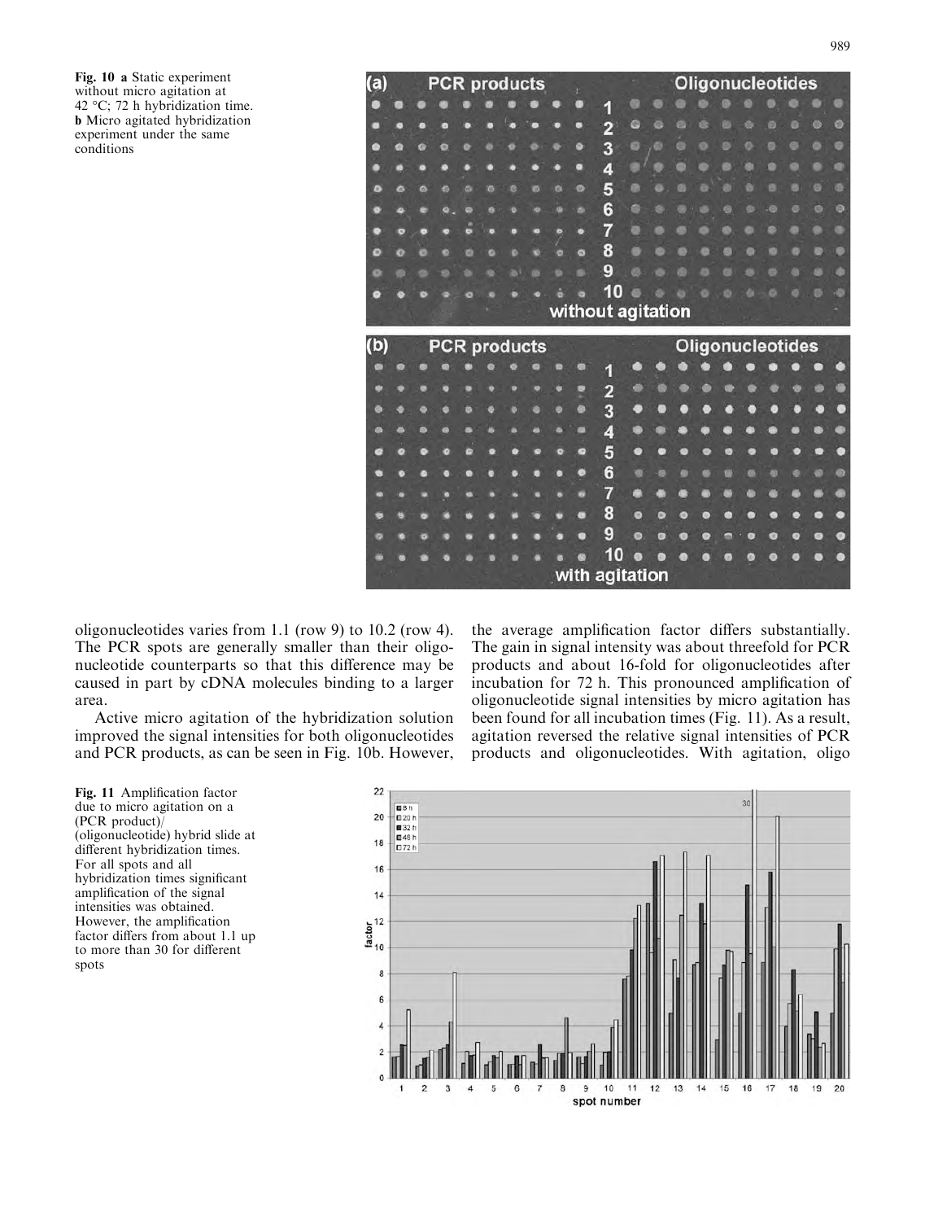**Fig. 10** **a** Static experiment without micro agitation at 42 °C; 72 h hybridization time. **b** Micro agitated hybridization experiment under the same conditions

oligonucleotides varies from 1.1 (row 9) to 10.2 (row 4). The PCR spots are generally smaller than their oligonucleotide counterparts so that this difference may be caused in part by cDNA molecules binding to a larger area.

Active micro agitation of the hybridization solution improved the signal intensities for both oligonucleotides and PCR products, as can be seen in Fig. 10b. However, the average amplification factor differs substantially. The gain in signal intensity was about threefold for PCR products and about 16-fold for oligonucleotides after incubation for 72 h. This pronounced amplification of oligonucleotide signal intensities by micro agitation has been found for all incubation times (Fig. 11). As a result, agitation reversed the relative signal intensities of PCR products and oligonucleotides. With agitation, oligo

**Fig. 11** Amplification factor due to micro agitation on a (PCR product)/(oligonucleotide) hybrid slide at different hybridization times. For all spots and all hybridization times significant amplification of the signal intensities was obtained. However, the amplification factor differs from about 1.1 up to more than 30 for different spots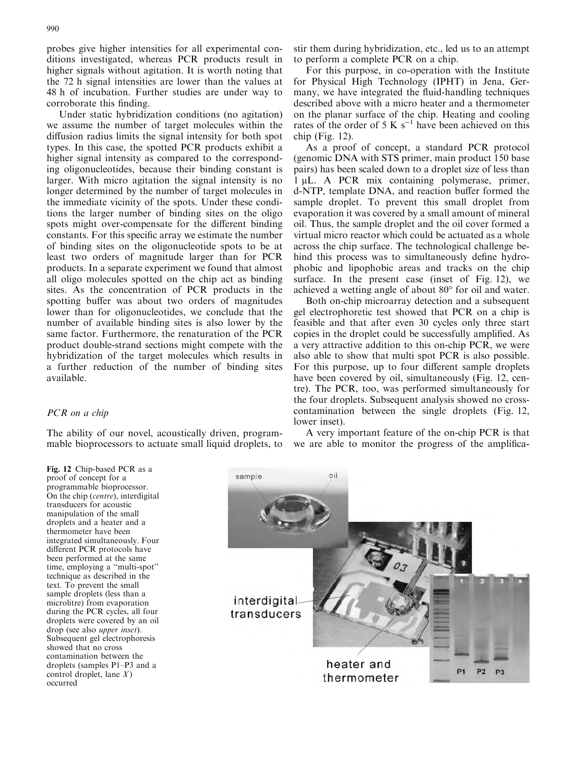probes give higher intensities for all experimental conditions investigated, whereas PCR products result in higher signals without agitation. It is worth noting that the 72 h signal intensities are lower than the values at 48 h of incubation. Further studies are under way to corroborate this finding.

Under static hybridization conditions (no agitation) we assume the number of target molecules within the diffusion radius limits the signal intensity for both spot types. In this case, the spotted PCR products exhibit a higher signal intensity as compared to the corresponding oligonucleotides, because their binding constant is larger. With micro agitation the signal intensity is no longer determined by the number of target molecules in the immediate vicinity of the spots. Under these conditions the larger number of binding sites on the oligo spots might over-compensate for the different binding constants. For this specific array we estimate the number of binding sites on the oligonucleotide spots to be at least two orders of magnitude larger than for PCR products. In a separate experiment we found that almost all oligo molecules spotted on the chip act as binding sites. As the concentration of PCR products in the spotting buffer was about two orders of magnitudes lower than for oligonucleotides, we conclude that the number of available binding sites is also lower by the same factor. Furthermore, the renaturation of the PCR product double-strand sections might compete with the hybridization of the target molecules which results in a further reduction of the number of binding sites available.

### *PCR on a chip*

The ability of our novel, acoustically driven, programmable bioprocessors to actuate small liquid droplets, to stir them during hybridization, etc., led us to an attempt to perform a complete PCR on a chip.

For this purpose, in co-operation with the Institute for Physical High Technology (IPHT) in Jena, Germany, we have integrated the fluid-handling techniques described above with a micro heater and a thermometer on the planar surface of the chip. Heating and cooling rates of the order of 5 K $s^{-1}$ have been achieved on this chip (Fig. 12).

As a proof of concept, a standard PCR protocol (genomic DNA with STS primer, main product 150 base pairs) has been scaled down to a droplet size of less than 1 μL. A PCR mix containing polymerase, primer, d-NTP, template DNA, and reaction buffer formed the sample droplet. To prevent this small droplet from evaporation it was covered by a small amount of mineral oil. Thus, the sample droplet and the oil cover formed a virtual micro reactor which could be actuated as a whole across the chip surface. The technological challenge behind this process was to simultaneously define hydrophobic and lipophobic areas and tracks on the chip surface. In the present case (inset of Fig. 12), we achieved a wetting angle of about 80° for oil and water.

Both on-chip microarray detection and a subsequent gel electrophoretic test showed that PCR on a chip is feasible and that after even 30 cycles only three start copies in the droplet could be successfully amplified. As a very attractive addition to this on-chip PCR, we were also able to show that multi spot PCR is also possible. For this purpose, up to four different sample droplets have been covered by oil, simultaneously (Fig. 12, centre). The PCR, too, was performed simultaneously for the four droplets. Subsequent analysis showed no cross-contamination between the single droplets (Fig. 12, lower inset).

A very important feature of the on-chip PCR is that we are able to monitor the progress of the amplifica-

sample
oil
interdigital transducers
heater and thermometer
03
1 2 3 x
P1 P2 P3

**Fig. 12** Chip-based PCR as a proof of concept for a programmable bioprocessor. On the chip (*centre*), interdigital transducers for acoustic manipulation of the small droplets and a heater and a thermometer have been integrated simultaneously. Four different PCR protocols have been performed at the same time, employing a "multi-spot" technique as described in the text. To prevent the small sample droplets (less than a microlitre) from evaporation during the PCR cycles, all four droplets were covered by an oil drop (see also *upper inset*). Subsequent gel electrophoresis showed that no cross contamination between the droplets (samples P1–P3 and a control droplet, lane *X*) occurred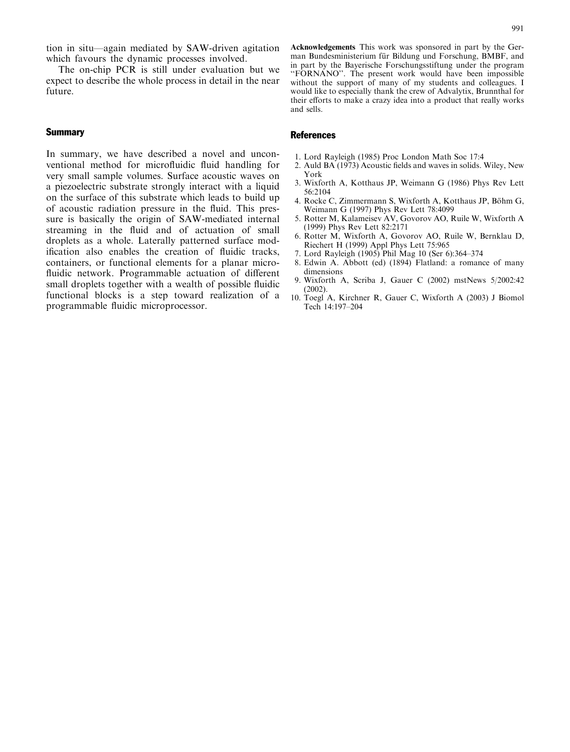tion in situ—again mediated by SAW-driven agitation which favours the dynamic processes involved.

The on-chip PCR is still under evaluation but we expect to describe the whole process in detail in the near future.

## Summary

In summary, we have described a novel and unconventional method for microfluidic fluid handling for very small sample volumes. Surface acoustic waves on a piezoelectric substrate strongly interact with a liquid on the surface of this substrate which leads to build up of acoustic radiation pressure in the fluid. This pressure is basically the origin of SAW-mediated internal streaming in the fluid and of actuation of small droplets as a whole. Laterally patterned surface modification also enables the creation of fluidic tracks, containers, or functional elements for a planar microfluidic network. Programmable actuation of different small droplets together with a wealth of possible fluidic functional blocks is a step toward realization of a programmable fluidic microprocessor.

**Acknowledgements** This work was sponsored in part by the German Bundesministerium für Bildung und Forschung, BMBF, and in part by the Bayerische Forschungsstiftung under the program "FORNANO". The present work would have been impossible without the support of many of my students and colleagues. I would like to especially thank the crew of Advalytix, Brunnthal for their efforts to make a crazy idea into a product that really works and sells.

## References

1. Lord Rayleigh (1985) Proc London Math Soc 17:4
2. Auld BA (1973) Acoustic fields and waves in solids. Wiley, New York
3. Wixforth A, Kotthaus JP, Weimann G (1986) Phys Rev Lett 56:2104
4. Rocke C, Zimmermann S, Wixforth A, Kotthaus JP, Böhm G, Weimann G (1997) Phys Rev Lett 78:4099
5. Rotter M, Kalameisev AV, Govorov AO, Ruile W, Wixforth A (1999) Phys Rev Lett 82:2171
6. Rotter M, Wixforth A, Govorov AO, Ruile W, Bernklau D, Riechert H (1999) Appl Phys Lett 75:965
7. Lord Rayleigh (1905) Phil Mag 10 (Ser 6):364–374
8. Edwin A. Abbott (ed) (1894) Flatland: a romance of many dimensions
9. Wixforth A, Scriba J, Gauer C (2002) mstNews 5/2002:42 (2002).
10. Toegl A, Kirchner R, Gauer C, Wixforth A (2003) J Biomol Tech 14:197–204